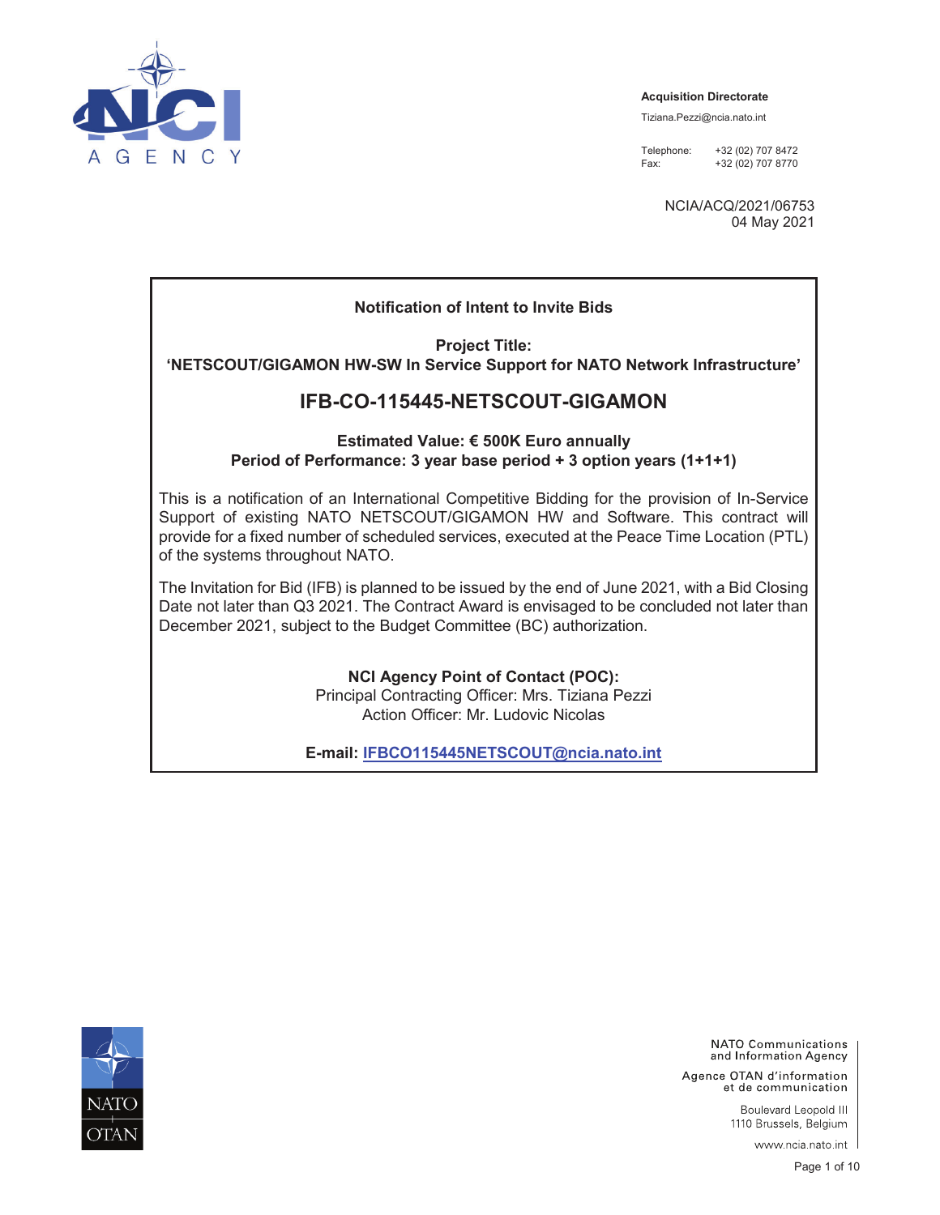**Acquisition Directorate**

Tiziana.Pezzi@ncia.nato.int

Telephone: +32 (02) 707 8472
Fax: +32 (02) 707 8770

NCIA/ACQ/2021/06753
04 May 2021

**Notification of Intent to Invite Bids**

**Project Title:**
**'NETSCOUT/GIGAMON HW-SW In Service Support for NATO Network Infrastructure'**

## IFB-CO-115445-NETSCOUT-GIGAMON

**Estimated Value: € 500K Euro annually**
**Period of Performance: 3 year base period + 3 option years (1+1+1)**

This is a notification of an International Competitive Bidding for the provision of In-Service Support of existing NATO NETSCOUT/GIGAMON HW and Software. This contract will provide for a fixed number of scheduled services, executed at the Peace Time Location (PTL) of the systems throughout NATO.

The Invitation for Bid (IFB) is planned to be issued by the end of June 2021, with a Bid Closing Date not later than Q3 2021. The Contract Award is envisaged to be concluded not later than December 2021, subject to the Budget Committee (BC) authorization.

**NCI Agency Point of Contact (POC):**
Principal Contracting Officer: Mrs. Tiziana Pezzi
Action Officer: Mr. Ludovic Nicolas

**E-mail: IFBCO115445NETSCOUT@ncia.nato.int**

NATO Communications and Information Agency
Agence OTAN d'information et de communication
Boulevard Leopold III
1110 Brussels, Belgium
www.ncia.nato.int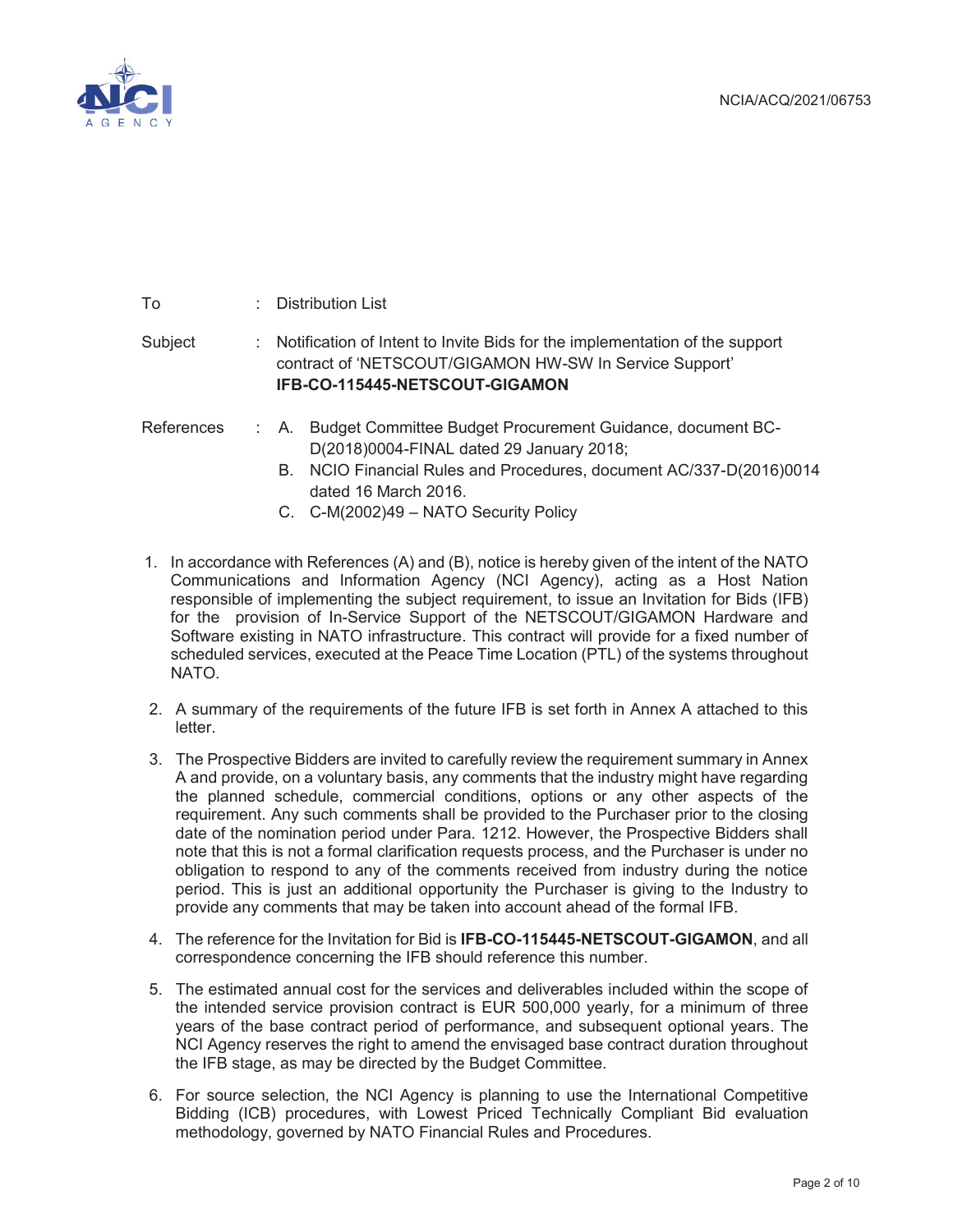NCIA/ACQ/2021/06753

To : Distribution List

Subject : Notification of Intent to Invite Bids for the implementation of the support contract of 'NETSCOUT/GIGAMON HW-SW In Service Support' **IFB-CO-115445-NETSCOUT-GIGAMON**

References :
- A. Budget Committee Budget Procurement Guidance, document BC-D(2018)0004-FINAL dated 29 January 2018;
- B. NCIO Financial Rules and Procedures, document AC/337-D(2016)0014 dated 16 March 2016.
- C. C-M(2002)49 – NATO Security Policy

1. In accordance with References (A) and (B), notice is hereby given of the intent of the NATO Communications and Information Agency (NCI Agency), acting as a Host Nation responsible of implementing the subject requirement, to issue an Invitation for Bids (IFB) for the provision of In-Service Support of the NETSCOUT/GIGAMON Hardware and Software existing in NATO infrastructure. This contract will provide for a fixed number of scheduled services, executed at the Peace Time Location (PTL) of the systems throughout NATO.

2. A summary of the requirements of the future IFB is set forth in Annex A attached to this letter.

3. The Prospective Bidders are invited to carefully review the requirement summary in Annex A and provide, on a voluntary basis, any comments that the industry might have regarding the planned schedule, commercial conditions, options or any other aspects of the requirement. Any such comments shall be provided to the Purchaser prior to the closing date of the nomination period under Para. 1212. However, the Prospective Bidders shall note that this is not a formal clarification requests process, and the Purchaser is under no obligation to respond to any of the comments received from industry during the notice period. This is just an additional opportunity the Purchaser is giving to the Industry to provide any comments that may be taken into account ahead of the formal IFB.

4. The reference for the Invitation for Bid is **IFB-CO-115445-NETSCOUT-GIGAMON**, and all correspondence concerning the IFB should reference this number.

5. The estimated annual cost for the services and deliverables included within the scope of the intended service provision contract is EUR 500,000 yearly, for a minimum of three years of the base contract period of performance, and subsequent optional years. The NCI Agency reserves the right to amend the envisaged base contract duration throughout the IFB stage, as may be directed by the Budget Committee.

6. For source selection, the NCI Agency is planning to use the International Competitive Bidding (ICB) procedures, with Lowest Priced Technically Compliant Bid evaluation methodology, governed by NATO Financial Rules and Procedures.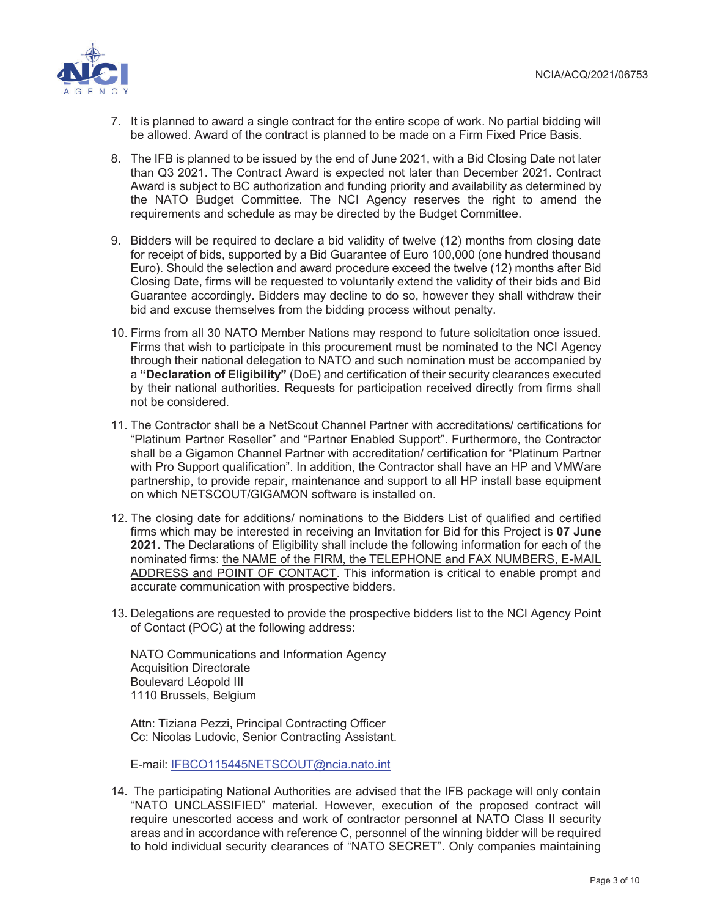7. It is planned to award a single contract for the entire scope of work. No partial bidding will be allowed. Award of the contract is planned to be made on a Firm Fixed Price Basis.

8. The IFB is planned to be issued by the end of June 2021, with a Bid Closing Date not later than Q3 2021. The Contract Award is expected not later than December 2021. Contract Award is subject to BC authorization and funding priority and availability as determined by the NATO Budget Committee. The NCI Agency reserves the right to amend the requirements and schedule as may be directed by the Budget Committee.

9. Bidders will be required to declare a bid validity of twelve (12) months from closing date for receipt of bids, supported by a Bid Guarantee of Euro 100,000 (one hundred thousand Euro). Should the selection and award procedure exceed the twelve (12) months after Bid Closing Date, firms will be requested to voluntarily extend the validity of their bids and Bid Guarantee accordingly. Bidders may decline to do so, however they shall withdraw their bid and excuse themselves from the bidding process without penalty.

10. Firms from all 30 NATO Member Nations may respond to future solicitation once issued. Firms that wish to participate in this procurement must be nominated to the NCI Agency through their national delegation to NATO and such nomination must be accompanied by a **"Declaration of Eligibility"** (DoE) and certification of their security clearances executed by their national authorities. Requests for participation received directly from firms shall not be considered.

11. The Contractor shall be a NetScout Channel Partner with accreditations/ certifications for "Platinum Partner Reseller" and "Partner Enabled Support". Furthermore, the Contractor shall be a Gigamon Channel Partner with accreditation/ certification for "Platinum Partner with Pro Support qualification". In addition, the Contractor shall have an HP and VMWare partnership, to provide repair, maintenance and support to all HP install base equipment on which NETSCOUT/GIGAMON software is installed on.

12. The closing date for additions/ nominations to the Bidders List of qualified and certified firms which may be interested in receiving an Invitation for Bid for this Project is **07 June 2021.** The Declarations of Eligibility shall include the following information for each of the nominated firms: the NAME of the FIRM, the TELEPHONE and FAX NUMBERS, E-MAIL ADDRESS and POINT OF CONTACT. This information is critical to enable prompt and accurate communication with prospective bidders.

13. Delegations are requested to provide the prospective bidders list to the NCI Agency Point of Contact (POC) at the following address:

    NATO Communications and Information Agency
    Acquisition Directorate
    Boulevard Léopold III
    1110 Brussels, Belgium

    Attn: Tiziana Pezzi, Principal Contracting Officer
    Cc: Nicolas Ludovic, Senior Contracting Assistant.

    E-mail: IFBCO115445NETSCOUT@ncia.nato.int

14. The participating National Authorities are advised that the IFB package will only contain "NATO UNCLASSIFIED" material. However, execution of the proposed contract will require unescorted access and work of contractor personnel at NATO Class II security areas and in accordance with reference C, personnel of the winning bidder will be required to hold individual security clearances of "NATO SECRET". Only companies maintaining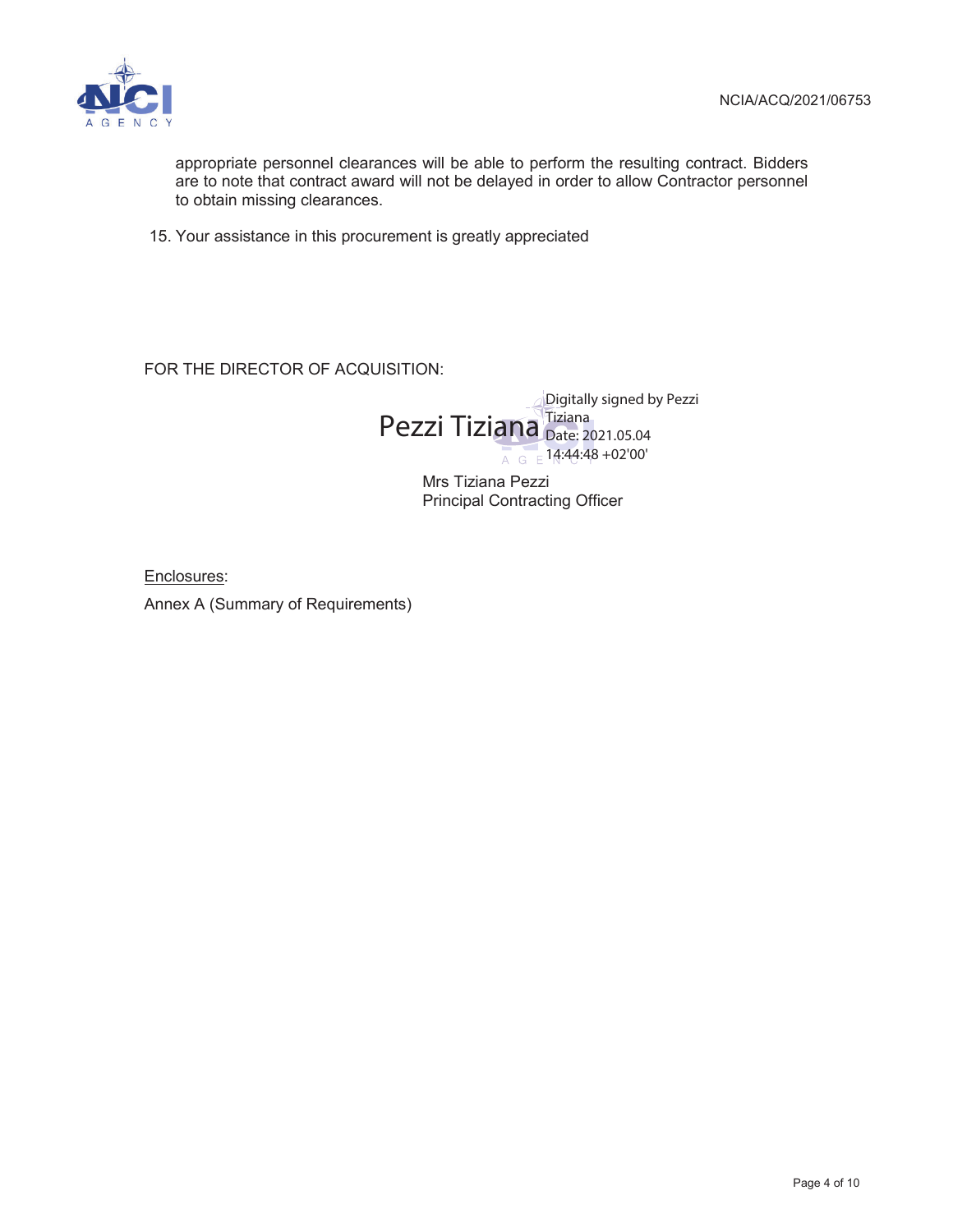appropriate personnel clearances will be able to perform the resulting contract. Bidders are to note that contract award will not be delayed in order to allow Contractor personnel to obtain missing clearances.

15. Your assistance in this procurement is greatly appreciated

FOR THE DIRECTOR OF ACQUISITION:

Pezzi Tiziana

Digitally signed by Pezzi Tiziana
Date: 2021.05.04 14:44:48 +02'00'

Mrs Tiziana Pezzi
Principal Contracting Officer

Enclosures:

Annex A (Summary of Requirements)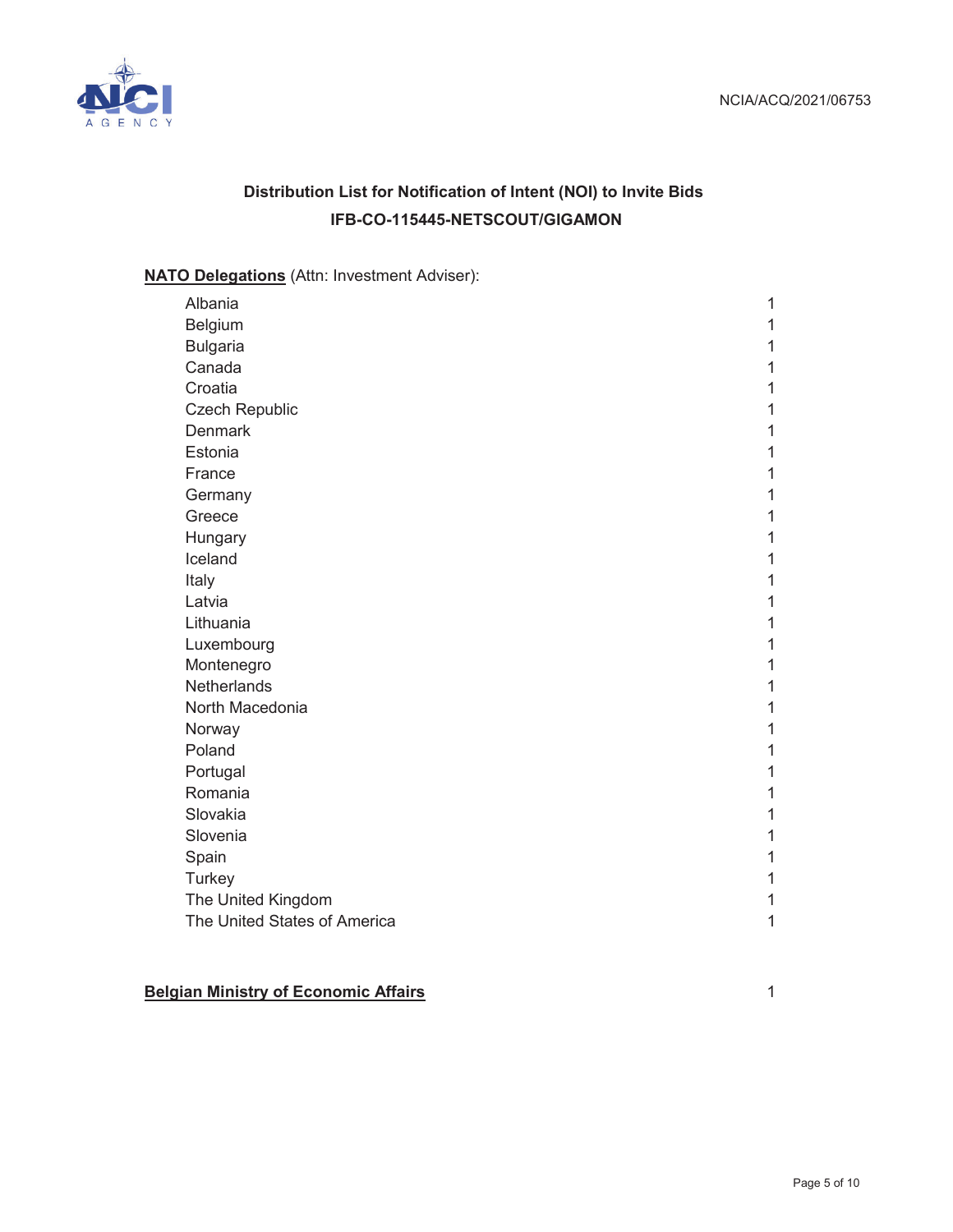## Distribution List for Notification of Intent (NOI) to Invite Bids

## IFB-CO-115445-NETSCOUT/GIGAMON

**NATO Delegations** (Attn: Investment Adviser):

| | |
|---|---|
| Albania | 1 |
| Belgium | 1 |
| Bulgaria | 1 |
| Canada | 1 |
| Croatia | 1 |
| Czech Republic | 1 |
| Denmark | 1 |
| Estonia | 1 |
| France | 1 |
| Germany | 1 |
| Greece | 1 |
| Hungary | 1 |
| Iceland | 1 |
| Italy | 1 |
| Latvia | 1 |
| Lithuania | 1 |
| Luxembourg | 1 |
| Montenegro | 1 |
| Netherlands | 1 |
| North Macedonia | 1 |
| Norway | 1 |
| Poland | 1 |
| Portugal | 1 |
| Romania | 1 |
| Slovakia | 1 |
| Slovenia | 1 |
| Spain | 1 |
| Turkey | 1 |
| The United Kingdom | 1 |
| The United States of America | 1 |

**Belgian Ministry of Economic Affairs** 1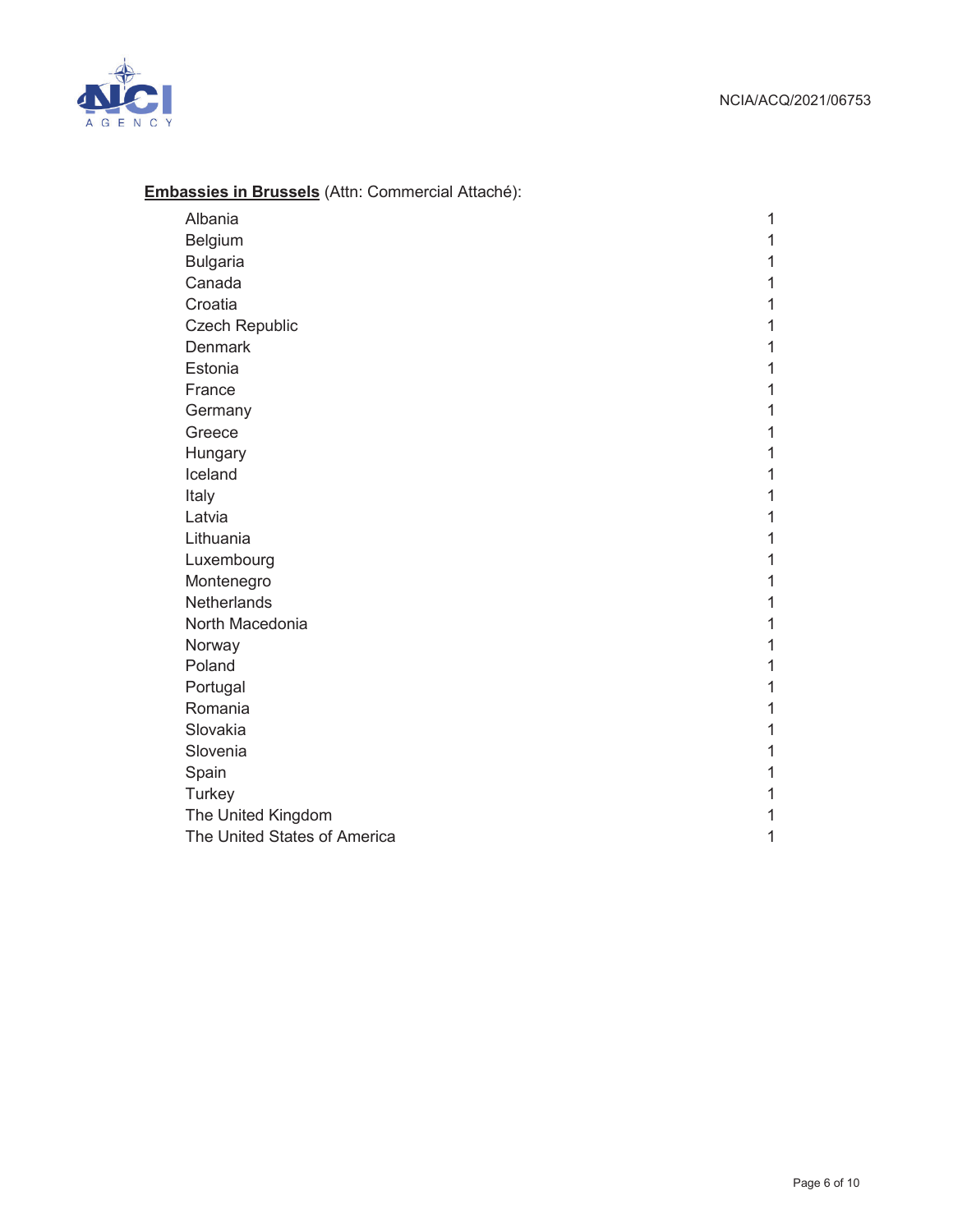**<u>Embassies in Brussels</u>** (Attn: Commercial Attaché):

| | |
|---|---|
| Albania | 1 |
| Belgium | 1 |
| Bulgaria | 1 |
| Canada | 1 |
| Croatia | 1 |
| Czech Republic | 1 |
| Denmark | 1 |
| Estonia | 1 |
| France | 1 |
| Germany | 1 |
| Greece | 1 |
| Hungary | 1 |
| Iceland | 1 |
| Italy | 1 |
| Latvia | 1 |
| Lithuania | 1 |
| Luxembourg | 1 |
| Montenegro | 1 |
| Netherlands | 1 |
| North Macedonia | 1 |
| Norway | 1 |
| Poland | 1 |
| Portugal | 1 |
| Romania | 1 |
| Slovakia | 1 |
| Slovenia | 1 |
| Spain | 1 |
| Turkey | 1 |
| The United Kingdom | 1 |
| The United States of America | 1 |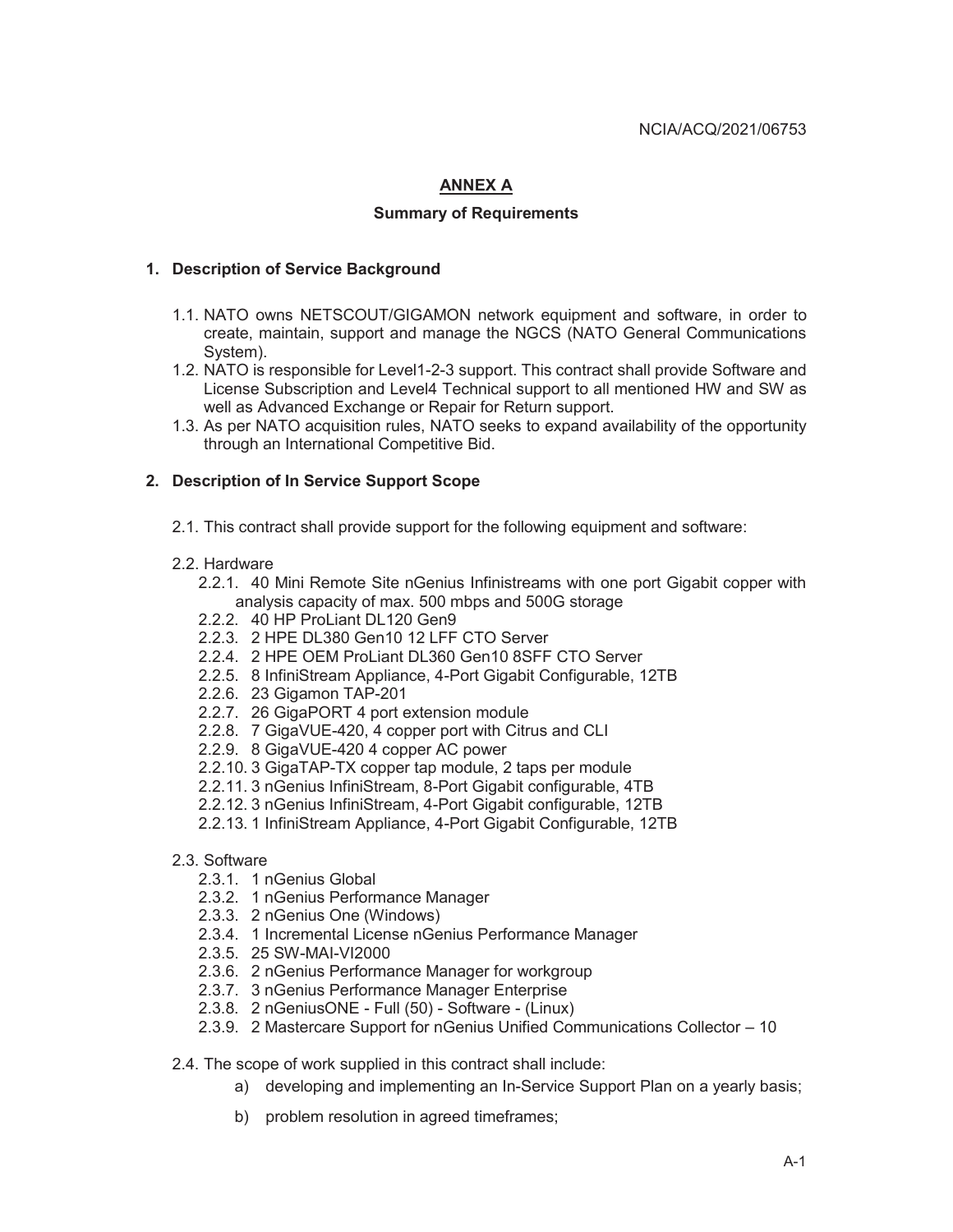## ANNEX A

### Summary of Requirements

### 1. Description of Service Background

1.1. NATO owns NETSCOUT/GIGAMON network equipment and software, in order to create, maintain, support and manage the NGCS (NATO General Communications System).

1.2. NATO is responsible for Level1-2-3 support. This contract shall provide Software and License Subscription and Level4 Technical support to all mentioned HW and SW as well as Advanced Exchange or Repair for Return support.

1.3. As per NATO acquisition rules, NATO seeks to expand availability of the opportunity through an International Competitive Bid.

### 2. Description of In Service Support Scope

2.1. This contract shall provide support for the following equipment and software:

2.2. Hardware

- 2.2.1. 40 Mini Remote Site nGenius Infinistreams with one port Gigabit copper with analysis capacity of max. 500 mbps and 500G storage
- 2.2.2. 40 HP ProLiant DL120 Gen9
- 2.2.3. 2 HPE DL380 Gen10 12 LFF CTO Server
- 2.2.4. 2 HPE OEM ProLiant DL360 Gen10 8SFF CTO Server
- 2.2.5. 8 InfiniStream Appliance, 4-Port Gigabit Configurable, 12TB
- 2.2.6. 23 Gigamon TAP-201
- 2.2.7. 26 GigaPORT 4 port extension module
- 2.2.8. 7 GigaVUE-420, 4 copper port with Citrus and CLI
- 2.2.9. 8 GigaVUE-420 4 copper AC power
- 2.2.10. 3 GigaTAP-TX copper tap module, 2 taps per module
- 2.2.11. 3 nGenius InfiniStream, 8-Port Gigabit configurable, 4TB
- 2.2.12. 3 nGenius InfiniStream, 4-Port Gigabit configurable, 12TB
- 2.2.13. 1 InfiniStream Appliance, 4-Port Gigabit Configurable, 12TB

2.3. Software

- 2.3.1. 1 nGenius Global
- 2.3.2. 1 nGenius Performance Manager
- 2.3.3. 2 nGenius One (Windows)
- 2.3.4. 1 Incremental License nGenius Performance Manager
- 2.3.5. 25 SW-MAI-VI2000
- 2.3.6. 2 nGenius Performance Manager for workgroup
- 2.3.7. 3 nGenius Performance Manager Enterprise
- 2.3.8. 2 nGeniusONE - Full (50) - Software - (Linux)
- 2.3.9. 2 Mastercare Support for nGenius Unified Communications Collector – 10

2.4. The scope of work supplied in this contract shall include:

a) developing and implementing an In-Service Support Plan on a yearly basis;

b) problem resolution in agreed timeframes;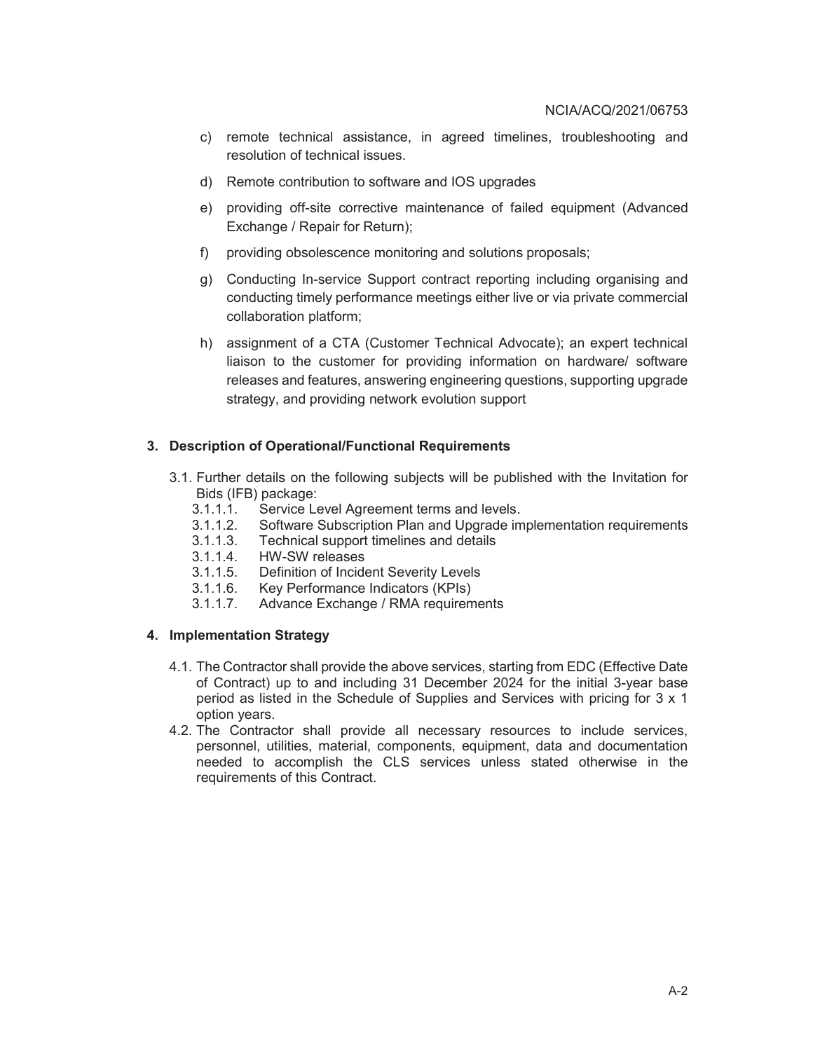c) remote technical assistance, in agreed timelines, troubleshooting and resolution of technical issues.

d) Remote contribution to software and IOS upgrades

e) providing off-site corrective maintenance of failed equipment (Advanced Exchange / Repair for Return);

f) providing obsolescence monitoring and solutions proposals;

g) Conducting In-service Support contract reporting including organising and conducting timely performance meetings either live or via private commercial collaboration platform;

h) assignment of a CTA (Customer Technical Advocate); an expert technical liaison to the customer for providing information on hardware/ software releases and features, answering engineering questions, supporting upgrade strategy, and providing network evolution support

## 3. Description of Operational/Functional Requirements

3.1. Further details on the following subjects will be published with the Invitation for Bids (IFB) package:

- 3.1.1.1. Service Level Agreement terms and levels.
- 3.1.1.2. Software Subscription Plan and Upgrade implementation requirements
- 3.1.1.3. Technical support timelines and details
- 3.1.1.4. HW-SW releases
- 3.1.1.5. Definition of Incident Severity Levels
- 3.1.1.6. Key Performance Indicators (KPIs)
- 3.1.1.7. Advance Exchange / RMA requirements

## 4. Implementation Strategy

4.1. The Contractor shall provide the above services, starting from EDC (Effective Date of Contract) up to and including 31 December 2024 for the initial 3-year base period as listed in the Schedule of Supplies and Services with pricing for 3 x 1 option years.

4.2. The Contractor shall provide all necessary resources to include services, personnel, utilities, material, components, equipment, data and documentation needed to accomplish the CLS services unless stated otherwise in the requirements of this Contract.